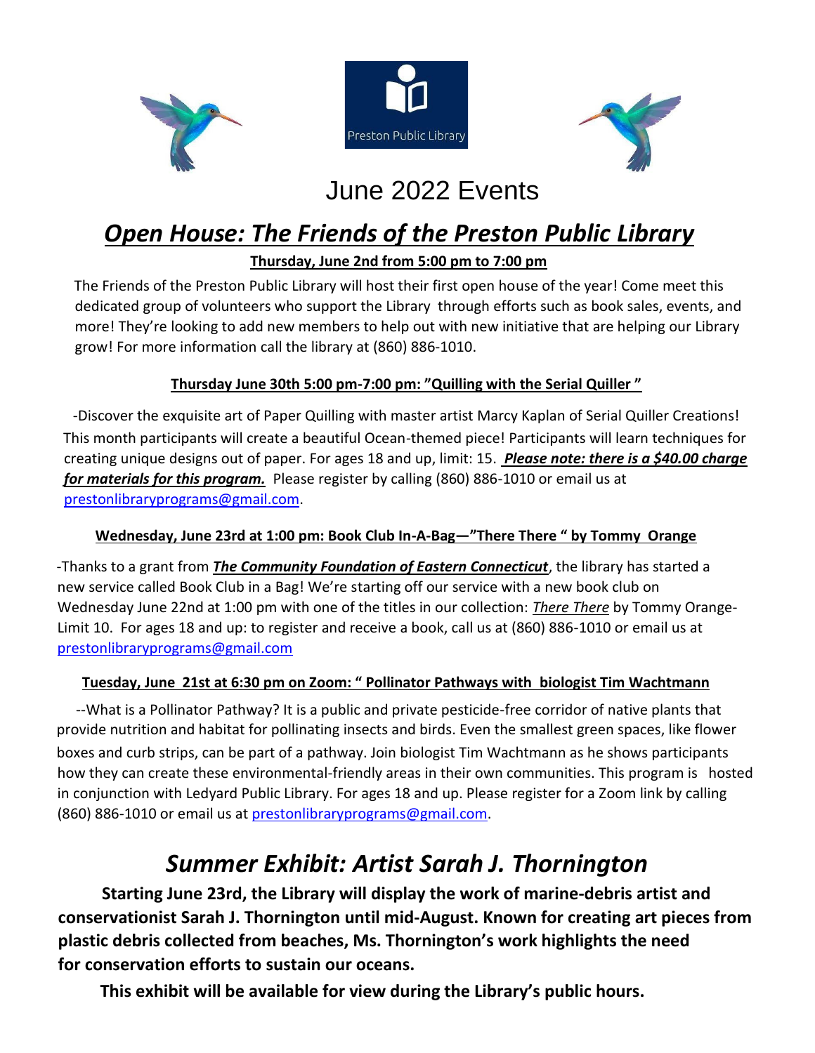Preston Public Library

# June 2022 Events

## ***Open House: The Friends of the Preston Public Library***

**Thursday, June 2nd from 5:00 pm to 7:00 pm**

The Friends of the Preston Public Library will host their first open house of the year! Come meet this dedicated group of volunteers who support the Library through efforts such as book sales, events, and more! They're looking to add new members to help out with new initiative that are helping our Library grow! For more information call the library at (860) 886-1010.

**Thursday June 30th 5:00 pm-7:00 pm: "Quilling with the Serial Quiller "**

-Discover the exquisite art of Paper Quilling with master artist Marcy Kaplan of Serial Quiller Creations! This month participants will create a beautiful Ocean-themed piece! Participants will learn techniques for creating unique designs out of paper. For ages 18 and up, limit: 15. ***Please note: there is a $40.00 charge for materials for this program.*** Please register by calling (860) 886-1010 or email us at prestonlibraryprograms@gmail.com.

**Wednesday, June 23rd at 1:00 pm: Book Club In-A-Bag—"There There " by Tommy Orange**

-Thanks to a grant from ***The Community Foundation of Eastern Connecticut***, the library has started a new service called Book Club in a Bag! We're starting off our service with a new book club on Wednesday June 22nd at 1:00 pm with one of the titles in our collection: *There There* by Tommy Orange- Limit 10. For ages 18 and up: to register and receive a book, call us at (860) 886-1010 or email us at prestonlibraryprograms@gmail.com

**Tuesday, June 21st at 6:30 pm on Zoom: " Pollinator Pathways with biologist Tim Wachtmann**

--What is a Pollinator Pathway? It is a public and private pesticide-free corridor of native plants that provide nutrition and habitat for pollinating insects and birds. Even the smallest green spaces, like flower boxes and curb strips, can be part of a pathway. Join biologist Tim Wachtmann as he shows participants how they can create these environmental-friendly areas in their own communities. This program is hosted in conjunction with Ledyard Public Library. For ages 18 and up. Please register for a Zoom link by calling (860) 886-1010 or email us at prestonlibraryprograms@gmail.com.

## *Summer Exhibit: Artist Sarah J. Thornington*

**Starting June 23rd, the Library will display the work of marine-debris artist and conservationist Sarah J. Thornington until mid-August. Known for creating art pieces from plastic debris collected from beaches, Ms. Thornington's work highlights the need for conservation efforts to sustain our oceans.**

**This exhibit will be available for view during the Library's public hours.**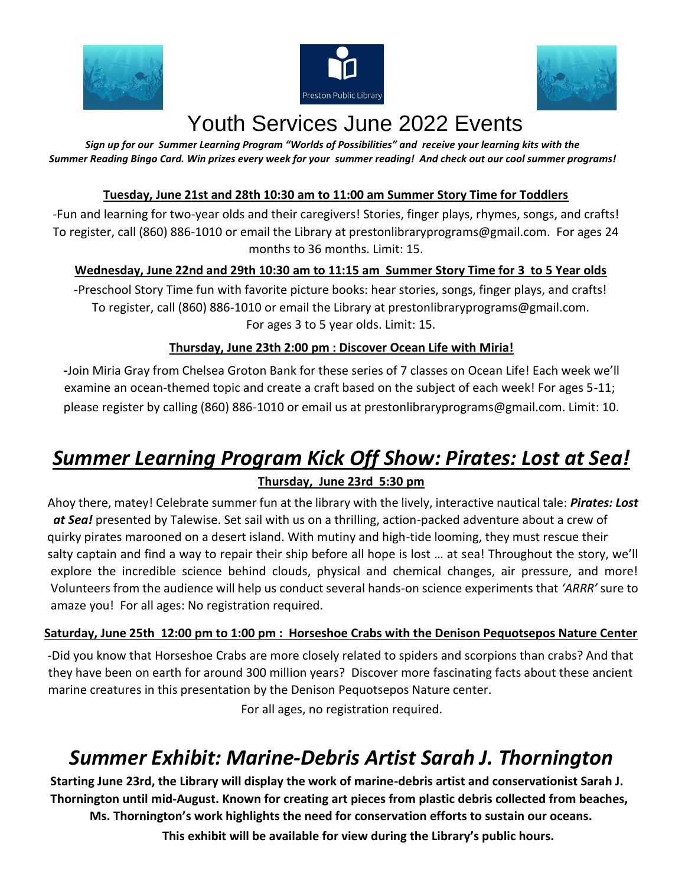# Youth Services June 2022 Events

***Sign up for our Summer Learning Program "Worlds of Possibilities" and receive your learning kits with the Summer Reading Bingo Card. Win prizes every week for your summer reading! And check out our cool summer programs!***

**Tuesday, June 21st and 28th 10:30 am to 11:00 am Summer Story Time for Toddlers**

-Fun and learning for two-year olds and their caregivers! Stories, finger plays, rhymes, songs, and crafts! To register, call (860) 886-1010 or email the Library at prestonlibraryprograms@gmail.com. For ages 24 months to 36 months. Limit: 15.

**Wednesday, June 22nd and 29th 10:30 am to 11:15 am Summer Story Time for 3 to 5 Year olds**

-Preschool Story Time fun with favorite picture books: hear stories, songs, finger plays, and crafts! To register, call (860) 886-1010 or email the Library at prestonlibraryprograms@gmail.com. For ages 3 to 5 year olds. Limit: 15.

**Thursday, June 23th 2:00 pm : Discover Ocean Life with Miria!**

-Join Miria Gray from Chelsea Groton Bank for these series of 7 classes on Ocean Life! Each week we'll examine an ocean-themed topic and create a craft based on the subject of each week! For ages 5-11; please register by calling (860) 886-1010 or email us at prestonlibraryprograms@gmail.com. Limit: 10.

## *Summer Learning Program Kick Off Show: Pirates: Lost at Sea!*

**Thursday, June 23rd 5:30 pm**

Ahoy there, matey! Celebrate summer fun at the library with the lively, interactive nautical tale: ***Pirates: Lost at Sea!*** presented by Talewise. Set sail with us on a thrilling, action-packed adventure about a crew of quirky pirates marooned on a desert island. With mutiny and high-tide looming, they must rescue their salty captain and find a way to repair their ship before all hope is lost … at sea! Throughout the story, we'll explore the incredible science behind clouds, physical and chemical changes, air pressure, and more! Volunteers from the audience will help us conduct several hands-on science experiments that *'ARRR'* sure to amaze you! For all ages: No registration required.

**Saturday, June 25th 12:00 pm to 1:00 pm : Horseshoe Crabs with the Denison Pequotsepos Nature Center**

-Did you know that Horseshoe Crabs are more closely related to spiders and scorpions than crabs? And that they have been on earth for around 300 million years? Discover more fascinating facts about these ancient marine creatures in this presentation by the Denison Pequotsepos Nature center.

For all ages, no registration required.

## *Summer Exhibit: Marine-Debris Artist Sarah J. Thornington*

**Starting June 23rd, the Library will display the work of marine-debris artist and conservationist Sarah J. Thornington until mid-August. Known for creating art pieces from plastic debris collected from beaches, Ms. Thornington's work highlights the need for conservation efforts to sustain our oceans.**

**This exhibit will be available for view during the Library's public hours.**